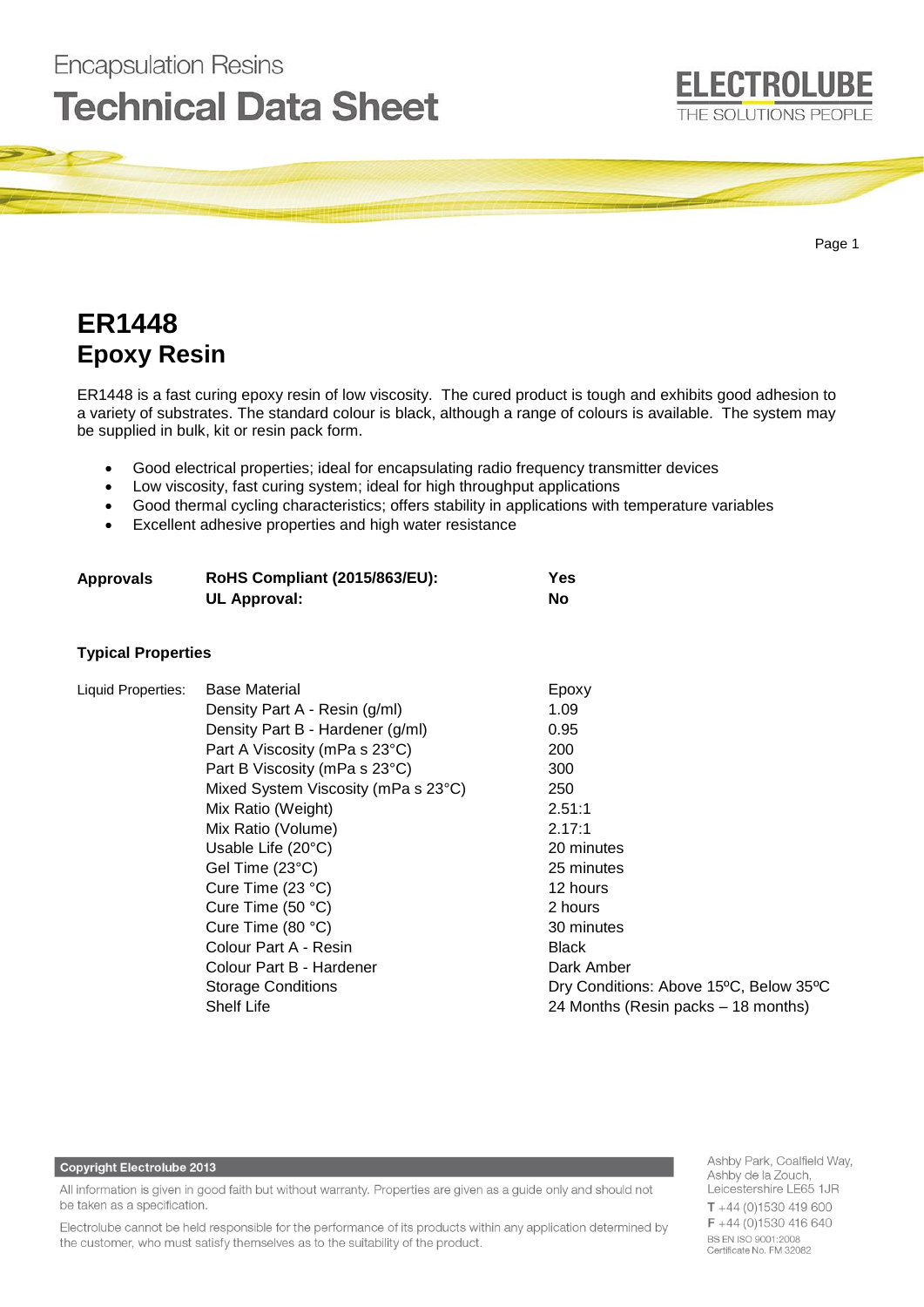Encapsulation Resins

# Technical Data Sheet

ELECTROLUBE
THE SOLUTIONS PEOPLE

## ER1448
## Epoxy Resin

ER1448 is a fast curing epoxy resin of low viscosity. The cured product is tough and exhibits good adhesion to a variety of substrates. The standard colour is black, although a range of colours is available. The system may be supplied in bulk, kit or resin pack form.

- Good electrical properties; ideal for encapsulating radio frequency transmitter devices
- Low viscosity, fast curing system; ideal for high throughput applications
- Good thermal cycling characteristics; offers stability in applications with temperature variables
- Excellent adhesive properties and high water resistance

| | | |
|---|---|---|
| **Approvals** | **RoHS Compliant (2015/863/EU):** | **Yes** |
| | **UL Approval:** | **No** |

### Typical Properties

| | | |
|---|---|---|
| Liquid Properties: | Base Material | Epoxy |
| | Density Part A - Resin (g/ml) | 1.09 |
| | Density Part B - Hardener (g/ml) | 0.95 |
| | Part A Viscosity (mPa s 23°C) | 200 |
| | Part B Viscosity (mPa s 23°C) | 300 |
| | Mixed System Viscosity (mPa s 23°C) | 250 |
| | Mix Ratio (Weight) | 2.51:1 |
| | Mix Ratio (Volume) | 2.17:1 |
| | Usable Life (20°C) | 20 minutes |
| | Gel Time (23°C) | 25 minutes |
| | Cure Time (23 °C) | 12 hours |
| | Cure Time (50 °C) | 2 hours |
| | Cure Time (80 °C) | 30 minutes |
| | Colour Part A - Resin | Black |
| | Colour Part B - Hardener | Dark Amber |
| | Storage Conditions | Dry Conditions: Above 15ºC, Below 35ºC |
| | Shelf Life | 24 Months (Resin packs – 18 months) |

**Copyright Electrolube 2013**

All information is given in good faith but without warranty. Properties are given as a guide only and should not be taken as a specification.

Electrolube cannot be held responsible for the performance of its products within any application determined by the customer, who must satisfy themselves as to the suitability of the product.

Ashby Park, Coalfield Way,
Ashby de la Zouch,
Leicestershire LE65 1JR
T +44 (0)1530 419 600
F +44 (0)1530 416 640
BS EN ISO 9001:2008
Certificate No. FM 32082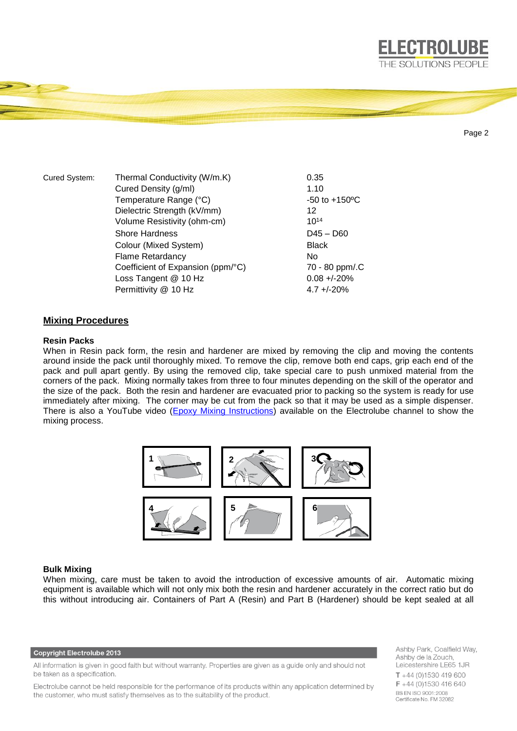| | | |
|---|---|---|
| Cured System: | Thermal Conductivity (W/m.K) | 0.35 |
| | Cured Density (g/ml) | 1.10 |
| | Temperature Range (°C) | -50 to +150ºC |
| | Dielectric Strength (kV/mm) | 12 |
| | Volume Resistivity (ohm-cm) | $10^{14}$ |
| | Shore Hardness | D45 – D60 |
| | Colour (Mixed System) | Black |
| | Flame Retardancy | No |
| | Coefficient of Expansion (ppm/°C) | 70 - 80 ppm/.C |
| | Loss Tangent @ 10 Hz | 0.08 +/-20% |
| | Permittivity @ 10 Hz | 4.7 +/-20% |

## Mixing Procedures

### Resin Packs

When in Resin pack form, the resin and hardener are mixed by removing the clip and moving the contents around inside the pack until thoroughly mixed. To remove the clip, remove both end caps, grip each end of the pack and pull apart gently. By using the removed clip, take special care to push unmixed material from the corners of the pack. Mixing normally takes from three to four minutes depending on the skill of the operator and the size of the pack. Both the resin and hardener are evacuated prior to packing so the system is ready for use immediately after mixing. The corner may be cut from the pack so that it may be used as a simple dispenser. There is also a YouTube video (Epoxy Mixing Instructions) available on the Electrolube channel to show the mixing process.

1 2 3 4 5 6

### Bulk Mixing

When mixing, care must be taken to avoid the introduction of excessive amounts of air. Automatic mixing equipment is available which will not only mix both the resin and hardener accurately in the correct ratio but do this without introducing air. Containers of Part A (Resin) and Part B (Hardener) should be kept sealed at all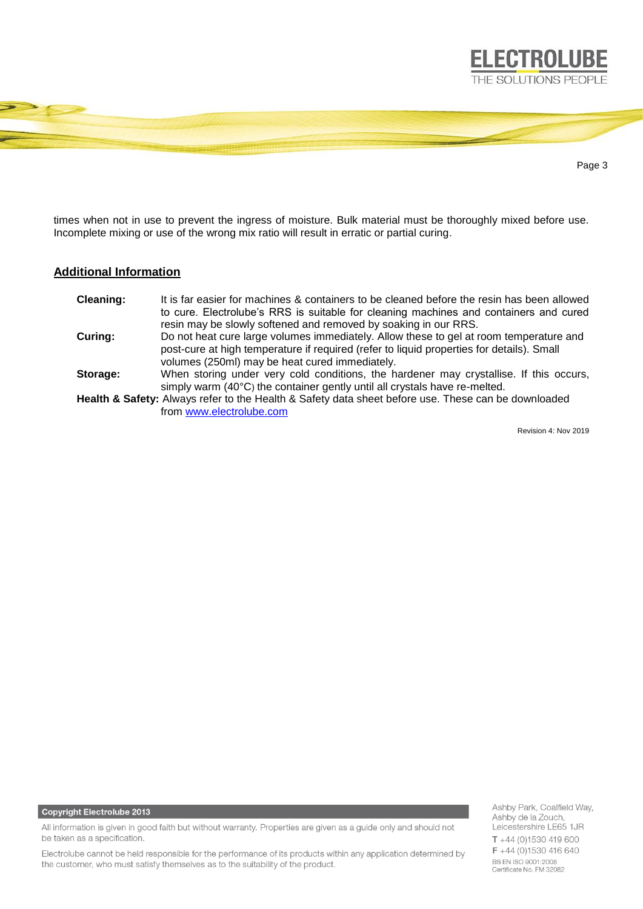times when not in use to prevent the ingress of moisture. Bulk material must be thoroughly mixed before use. Incomplete mixing or use of the wrong mix ratio will result in erratic or partial curing.

## Additional Information

**Cleaning:** It is far easier for machines & containers to be cleaned before the resin has been allowed to cure. Electrolube's RRS is suitable for cleaning machines and containers and cured resin may be slowly softened and removed by soaking in our RRS.

**Curing:** Do not heat cure large volumes immediately. Allow these to gel at room temperature and post-cure at high temperature if required (refer to liquid properties for details). Small volumes (250ml) may be heat cured immediately.

**Storage:** When storing under very cold conditions, the hardener may crystallise. If this occurs, simply warm (40°C) the container gently until all crystals have re-melted.

**Health & Safety:** Always refer to the Health & Safety data sheet before use. These can be downloaded from www.electrolube.com

Revision 4: Nov 2019

**Copyright Electrolube 2013**

All information is given in good faith but without warranty. Properties are given as a guide only and should not be taken as a specification.

Electrolube cannot be held responsible for the performance of its products within any application determined by the customer, who must satisfy themselves as to the suitability of the product.

Ashby Park, Coalfield Way,
Ashby de la Zouch,
Leicestershire LE65 1JR
T +44 (0)1530 419 600
F +44 (0)1530 416 640
BS EN ISO 9001:2008
Certificate No. FM 32082